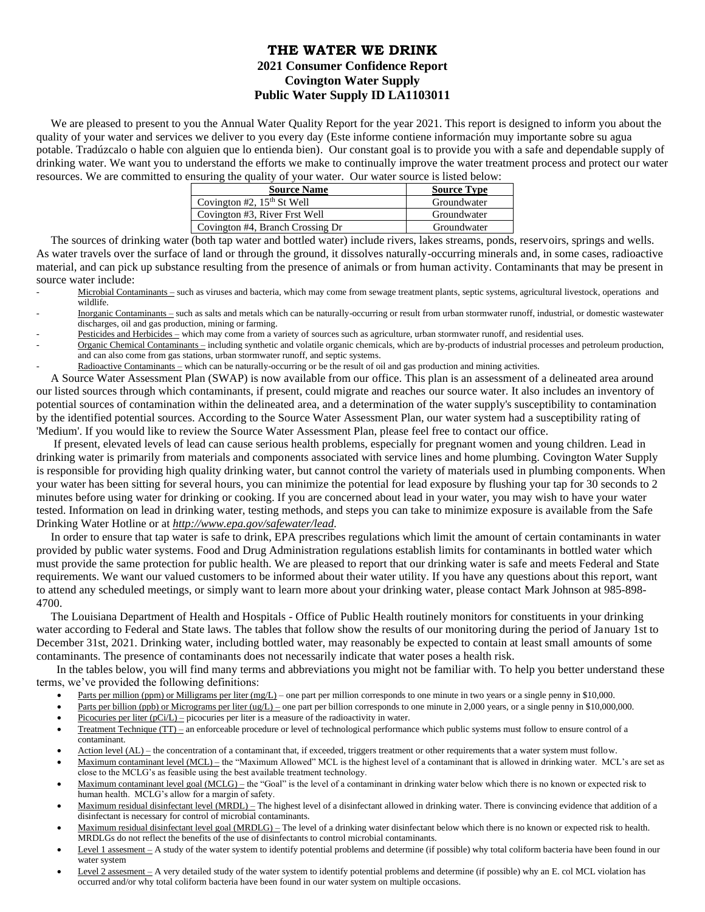# THE WATER WE DRINK

## 2021 Consumer Confidence Report
## Covington Water Supply
## Public Water Supply ID LA1103011

We are pleased to present to you the Annual Water Quality Report for the year 2021. This report is designed to inform you about the quality of your water and services we deliver to you every day (Este informe contiene información muy importante sobre su agua potable. Tradúzcalo o hable con alguien que lo entienda bien). Our constant goal is to provide you with a safe and dependable supply of drinking water. We want you to understand the efforts we make to continually improve the water treatment process and protect our water resources. We are committed to ensuring the quality of your water. Our water source is listed below:

| Source Name | Source Type |
|---|---|
| Covington #2, 15th St Well | Groundwater |
| Covington #3, River Frst Well | Groundwater |
| Covington #4, Branch Crossing Dr | Groundwater |

The sources of drinking water (both tap water and bottled water) include rivers, lakes streams, ponds, reservoirs, springs and wells. As water travels over the surface of land or through the ground, it dissolves naturally-occurring minerals and, in some cases, radioactive material, and can pick up substance resulting from the presence of animals or from human activity. Contaminants that may be present in source water include:

- Microbial Contaminants – such as viruses and bacteria, which may come from sewage treatment plants, septic systems, agricultural livestock, operations and wildlife.
- Inorganic Contaminants – such as salts and metals which can be naturally-occurring or result from urban stormwater runoff, industrial, or domestic wastewater discharges, oil and gas production, mining or farming.
- Pesticides and Herbicides – which may come from a variety of sources such as agriculture, urban stormwater runoff, and residential uses.
- Organic Chemical Contaminants – including synthetic and volatile organic chemicals, which are by-products of industrial processes and petroleum production, and can also come from gas stations, urban stormwater runoff, and septic systems.
- Radioactive Contaminants – which can be naturally-occurring or be the result of oil and gas production and mining activities.

A Source Water Assessment Plan (SWAP) is now available from our office. This plan is an assessment of a delineated area around our listed sources through which contaminants, if present, could migrate and reaches our source water. It also includes an inventory of potential sources of contamination within the delineated area, and a determination of the water supply's susceptibility to contamination by the identified potential sources. According to the Source Water Assessment Plan, our water system had a susceptibility rating of 'Medium'. If you would like to review the Source Water Assessment Plan, please feel free to contact our office.

If present, elevated levels of lead can cause serious health problems, especially for pregnant women and young children. Lead in drinking water is primarily from materials and components associated with service lines and home plumbing. Covington Water Supply is responsible for providing high quality drinking water, but cannot control the variety of materials used in plumbing components. When your water has been sitting for several hours, you can minimize the potential for lead exposure by flushing your tap for 30 seconds to 2 minutes before using water for drinking or cooking. If you are concerned about lead in your water, you may wish to have your water tested. Information on lead in drinking water, testing methods, and steps you can take to minimize exposure is available from the Safe Drinking Water Hotline or at *http://www.epa.gov/safewater/lead.*

In order to ensure that tap water is safe to drink, EPA prescribes regulations which limit the amount of certain contaminants in water provided by public water systems. Food and Drug Administration regulations establish limits for contaminants in bottled water which must provide the same protection for public health. We are pleased to report that our drinking water is safe and meets Federal and State requirements. We want our valued customers to be informed about their water utility. If you have any questions about this report, want to attend any scheduled meetings, or simply want to learn more about your drinking water, please contact Mark Johnson at 985-898-4700.

The Louisiana Department of Health and Hospitals - Office of Public Health routinely monitors for constituents in your drinking water according to Federal and State laws. The tables that follow show the results of our monitoring during the period of January 1st to December 31st, 2021. Drinking water, including bottled water, may reasonably be expected to contain at least small amounts of some contaminants. The presence of contaminants does not necessarily indicate that water poses a health risk.

In the tables below, you will find many terms and abbreviations you might not be familiar with. To help you better understand these terms, we've provided the following definitions:

- Parts per million (ppm) or Milligrams per liter (mg/L) – one part per million corresponds to one minute in two years or a single penny in $10,000.
- Parts per billion (ppb) or Micrograms per liter (ug/L) – one part per billion corresponds to one minute in 2,000 years, or a single penny in $10,000,000.
- Picocuries per liter (pCi/L) – picocuries per liter is a measure of the radioactivity in water.
- Treatment Technique (TT) – an enforceable procedure or level of technological performance which public systems must follow to ensure control of a contaminant.
- Action level (AL) – the concentration of a contaminant that, if exceeded, triggers treatment or other requirements that a water system must follow.
- Maximum contaminant level (MCL) – the "Maximum Allowed" MCL is the highest level of a contaminant that is allowed in drinking water. MCL's are set as close to the MCLG's as feasible using the best available treatment technology.
- Maximum contaminant level goal (MCLG) – the "Goal" is the level of a contaminant in drinking water below which there is no known or expected risk to human health. MCLG's allow for a margin of safety.
- Maximum residual disinfectant level (MRDL) – The highest level of a disinfectant allowed in drinking water. There is convincing evidence that addition of a disinfectant is necessary for control of microbial contaminants.
- Maximum residual disinfectant level goal (MRDLG) – The level of a drinking water disinfectant below which there is no known or expected risk to health. MRDLGs do not reflect the benefits of the use of disinfectants to control microbial contaminants.
- Level 1 assesment – A study of the water system to identify potential problems and determine (if possible) why total coliform bacteria have been found in our water system
- Level 2 assesment – A very detailed study of the water system to identify potential problems and determine (if possible) why an E. col MCL violation has occurred and/or why total coliform bacteria have been found in our water system on multiple occasions.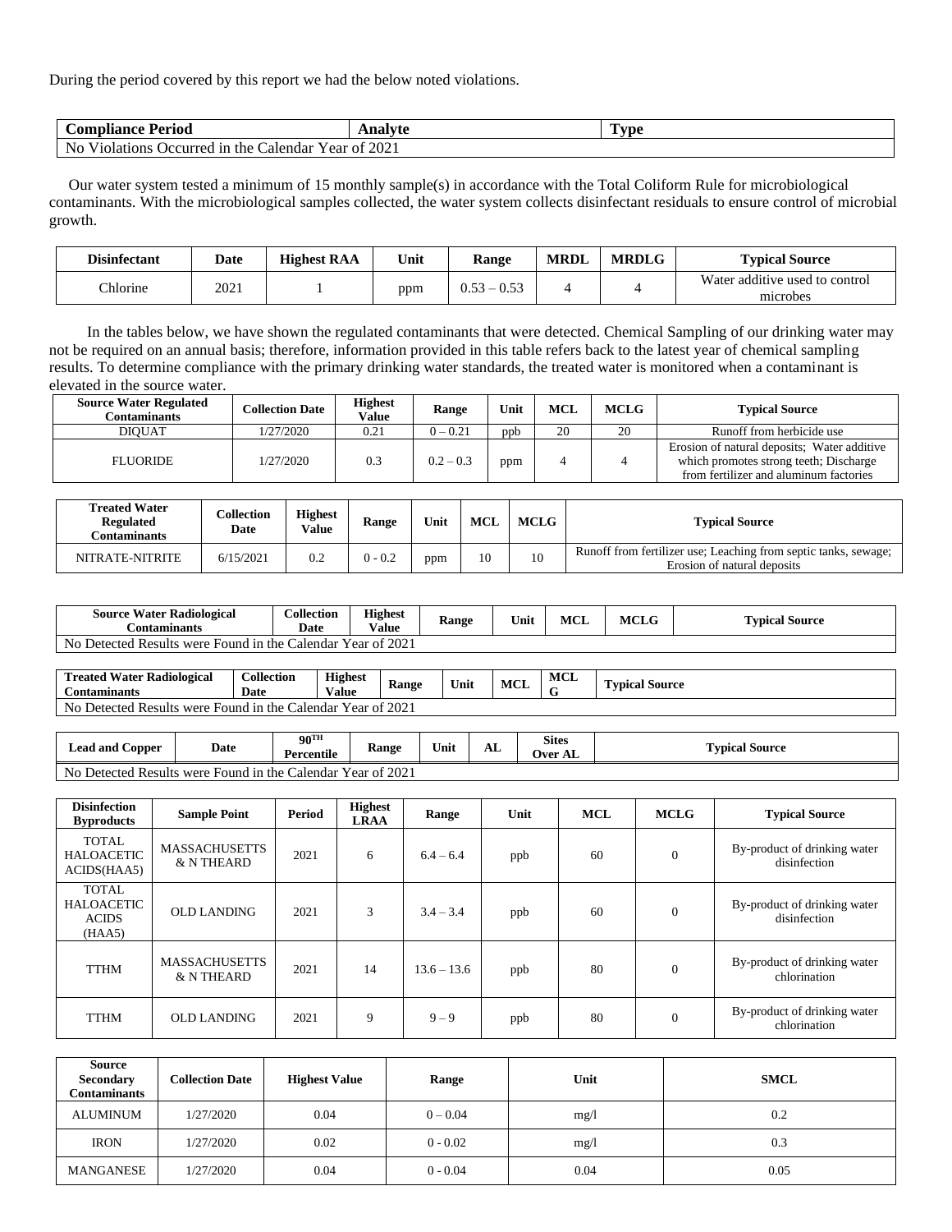During the period covered by this report we had the below noted violations.

| Compliance Period | Analyte | Type |
|---|---|---|
| No Violations Occurred in the Calendar Year of 2021 | | |

Our water system tested a minimum of 15 monthly sample(s) in accordance with the Total Coliform Rule for microbiological contaminants. With the microbiological samples collected, the water system collects disinfectant residuals to ensure control of microbial growth.

| Disinfectant | Date | Highest RAA | Unit | Range | MRDL | MRDLG | Typical Source |
|---|---|---|---|---|---|---|---|
| Chlorine | 2021 | 1 | ppm | 0.53 – 0.53 | 4 | 4 | Water additive used to control microbes |

In the tables below, we have shown the regulated contaminants that were detected. Chemical Sampling of our drinking water may not be required on an annual basis; therefore, information provided in this table refers back to the latest year of chemical sampling results. To determine compliance with the primary drinking water standards, the treated water is monitored when a contaminant is elevated in the source water.

| Source Water Regulated Contaminants | Collection Date | Highest Value | Range | Unit | MCL | MCLG | Typical Source |
|---|---|---|---|---|---|---|---|
| DIQUAT | 1/27/2020 | 0.21 | 0 – 0.21 | ppb | 20 | 20 | Runoff from herbicide use |
| FLUORIDE | 1/27/2020 | 0.3 | 0.2 – 0.3 | ppm | 4 | 4 | Erosion of natural deposits; Water additive which promotes strong teeth; Discharge from fertilizer and aluminum factories |

| Treated Water Regulated Contaminants | Collection Date | Highest Value | Range | Unit | MCL | MCLG | Typical Source |
|---|---|---|---|---|---|---|---|
| NITRATE-NITRITE | 6/15/2021 | 0.2 | 0 - 0.2 | ppm | 10 | 10 | Runoff from fertilizer use; Leaching from septic tanks, sewage; Erosion of natural deposits |

| Source Water Radiological Contaminants | Collection Date | Highest Value | Range | Unit | MCL | MCLG | Typical Source |
|---|---|---|---|---|---|---|---|
| No Detected Results were Found in the Calendar Year of 2021 | | | | | | | |

| Treated Water Radiological Contaminants | Collection Date | Highest Value | Range | Unit | MCL | MCLG | Typical Source |
|---|---|---|---|---|---|---|---|
| No Detected Results were Found in the Calendar Year of 2021 | | | | | | | |

| Lead and Copper | Date | 90TH Percentile | Range | Unit | AL | Sites Over AL | Typical Source |
|---|---|---|---|---|---|---|---|
| No Detected Results were Found in the Calendar Year of 2021 | | | | | | | |

| Disinfection Byproducts | Sample Point | Period | Highest LRAA | Range | Unit | MCL | MCLG | Typical Source |
|---|---|---|---|---|---|---|---|---|
| TOTAL HALOACETIC ACIDS(HAA5) | MASSACHUSETTS & N THEARD | 2021 | 6 | 6.4 – 6.4 | ppb | 60 | 0 | By-product of drinking water disinfection |
| TOTAL HALOACETIC ACIDS (HAA5) | OLD LANDING | 2021 | 3 | 3.4 – 3.4 | ppb | 60 | 0 | By-product of drinking water disinfection |
| TTHM | MASSACHUSETTS & N THEARD | 2021 | 14 | 13.6 – 13.6 | ppb | 80 | 0 | By-product of drinking water chlorination |
| TTHM | OLD LANDING | 2021 | 9 | 9 – 9 | ppb | 80 | 0 | By-product of drinking water chlorination |

| Source Secondary Contaminants | Collection Date | Highest Value | Range | Unit | SMCL |
|---|---|---|---|---|---|
| ALUMINUM | 1/27/2020 | 0.04 | 0 – 0.04 | mg/l | 0.2 |
| IRON | 1/27/2020 | 0.02 | 0 - 0.02 | mg/l | 0.3 |
| MANGANESE | 1/27/2020 | 0.04 | 0 - 0.04 | 0.04 | 0.05 |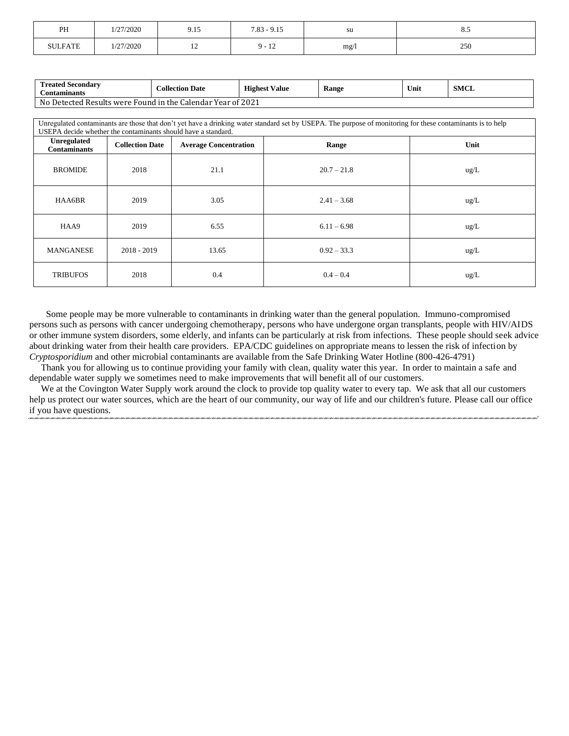| | | | | | |
|---|---|---|---|---|---|
| PH | 1/27/2020 | 9.15 | 7.83 - 9.15 | su | 8.5 |
| SULFATE | 1/27/2020 | 12 | 9 - 12 | mg/l | 250 |

| Treated Secondary Contaminants | Collection Date | Highest Value | Range | Unit | SMCL |
|---|---|---|---|---|---|
| No Detected Results were Found in the Calendar Year of 2021 | | | | | |

Unregulated contaminants are those that don't yet have a drinking water standard set by USEPA. The purpose of monitoring for these contaminants is to help USEPA decide whether the contaminants should have a standard.

| Unregulated Contaminants | Collection Date | Average Concentration | Range | Unit |
|---|---|---|---|---|
| BROMIDE | 2018 | 21.1 | 20.7 – 21.8 | ug/L |
| HAA6BR | 2019 | 3.05 | 2.41 – 3.68 | ug/L |
| HAA9 | 2019 | 6.55 | 6.11 – 6.98 | ug/L |
| MANGANESE | 2018 - 2019 | 13.65 | 0.92 – 33.3 | ug/L |
| TRIBUFOS | 2018 | 0.4 | 0.4 – 0.4 | ug/L |

Some people may be more vulnerable to contaminants in drinking water than the general population. Immuno-compromised persons such as persons with cancer undergoing chemotherapy, persons who have undergone organ transplants, people with HIV/AIDS or other immune system disorders, some elderly, and infants can be particularly at risk from infections. These people should seek advice about drinking water from their health care providers. EPA/CDC guidelines on appropriate means to lessen the risk of infection by *Cryptosporidium* and other microbial contaminants are available from the Safe Drinking Water Hotline (800-426-4791)

Thank you for allowing us to continue providing your family with clean, quality water this year. In order to maintain a safe and dependable water supply we sometimes need to make improvements that will benefit all of our customers.

We at the Covington Water Supply work around the clock to provide top quality water to every tap. We ask that all our customers help us protect our water sources, which are the heart of our community, our way of life and our children's future. Please call our office if you have questions.